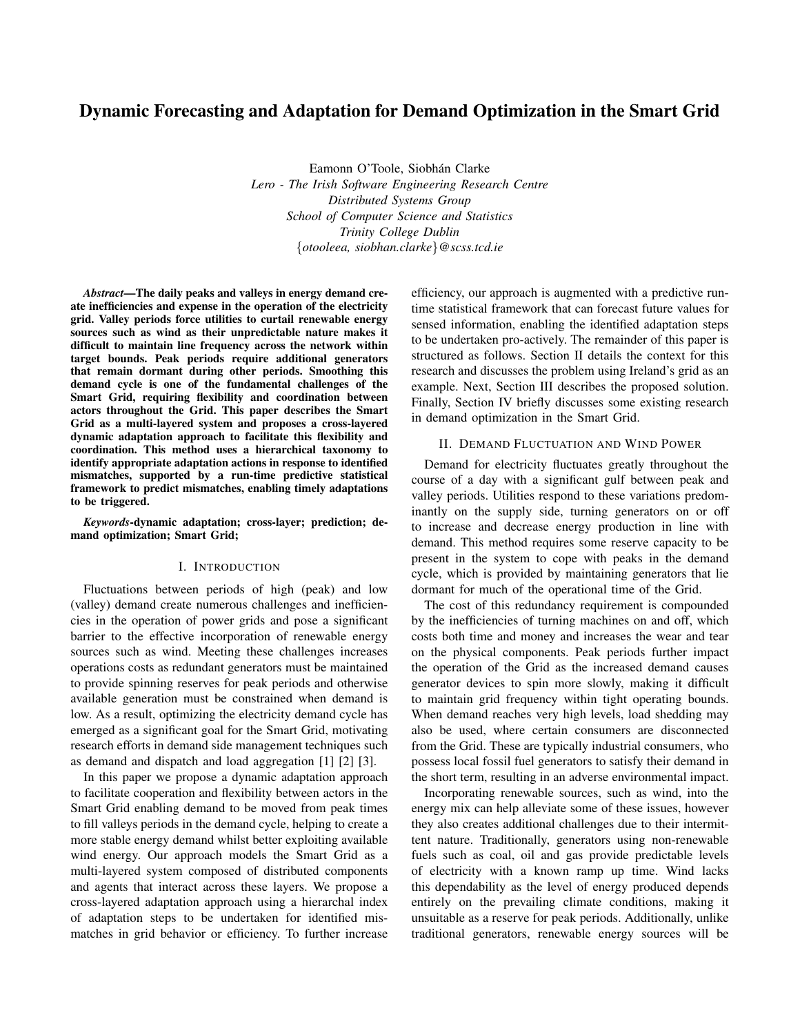# Dynamic Forecasting and Adaptation for Demand Optimization in the Smart Grid

Eamonn O'Toole, Siobhán Clarke
*Lero - The Irish Software Engineering Research Centre*
*Distributed Systems Group*
*School of Computer Science and Statistics*
*Trinity College Dublin*
{*otooleea, siobhan.clarke*}*@scss.tcd.ie*

***Abstract*—The daily peaks and valleys in energy demand create inefficiencies and expense in the operation of the electricity grid. Valley periods force utilities to curtail renewable energy sources such as wind as their unpredictable nature makes it difficult to maintain line frequency across the network within target bounds. Peak periods require additional generators that remain dormant during other periods. Smoothing this demand cycle is one of the fundamental challenges of the Smart Grid, requiring flexibility and coordination between actors throughout the Grid. This paper describes the Smart Grid as a multi-layered system and proposes a cross-layered dynamic adaptation approach to facilitate this flexibility and coordination. This method uses a hierarchical taxonomy to identify appropriate adaptation actions in response to identified mismatches, supported by a run-time predictive statistical framework to predict mismatches, enabling timely adaptations to be triggered.**

***Keywords*-dynamic adaptation; cross-layer; prediction; demand optimization; Smart Grid;**

## I. Introduction

Fluctuations between periods of high (peak) and low (valley) demand create numerous challenges and inefficiencies in the operation of power grids and pose a significant barrier to the effective incorporation of renewable energy sources such as wind. Meeting these challenges increases operations costs as redundant generators must be maintained to provide spinning reserves for peak periods and otherwise available generation must be constrained when demand is low. As a result, optimizing the electricity demand cycle has emerged as a significant goal for the Smart Grid, motivating research efforts in demand side management techniques such as demand and dispatch and load aggregation [1] [2] [3].

In this paper we propose a dynamic adaptation approach to facilitate cooperation and flexibility between actors in the Smart Grid enabling demand to be moved from peak times to fill valleys periods in the demand cycle, helping to create a more stable energy demand whilst better exploiting available wind energy. Our approach models the Smart Grid as a multi-layered system composed of distributed components and agents that interact across these layers. We propose a cross-layered adaptation approach using a hierarchal index of adaptation steps to be undertaken for identified mismatches in grid behavior or efficiency. To further increase efficiency, our approach is augmented with a predictive run-time statistical framework that can forecast future values for sensed information, enabling the identified adaptation steps to be undertaken pro-actively. The remainder of this paper is structured as follows. Section II details the context for this research and discusses the problem using Ireland's grid as an example. Next, Section III describes the proposed solution. Finally, Section IV briefly discusses some existing research in demand optimization in the Smart Grid.

## II. Demand Fluctuation and Wind Power

Demand for electricity fluctuates greatly throughout the course of a day with a significant gulf between peak and valley periods. Utilities respond to these variations predominantly on the supply side, turning generators on or off to increase and decrease energy production in line with demand. This method requires some reserve capacity to be present in the system to cope with peaks in the demand cycle, which is provided by maintaining generators that lie dormant for much of the operational time of the Grid.

The cost of this redundancy requirement is compounded by the inefficiencies of turning machines on and off, which costs both time and money and increases the wear and tear on the physical components. Peak periods further impact the operation of the Grid as the increased demand causes generator devices to spin more slowly, making it difficult to maintain grid frequency within tight operating bounds. When demand reaches very high levels, load shedding may also be used, where certain consumers are disconnected from the Grid. These are typically industrial consumers, who possess local fossil fuel generators to satisfy their demand in the short term, resulting in an adverse environmental impact.

Incorporating renewable sources, such as wind, into the energy mix can help alleviate some of these issues, however they also creates additional challenges due to their intermittent nature. Traditionally, generators using non-renewable fuels such as coal, oil and gas provide predictable levels of electricity with a known ramp up time. Wind lacks this dependability as the level of energy produced depends entirely on the prevailing climate conditions, making it unsuitable as a reserve for peak periods. Additionally, unlike traditional generators, renewable energy sources will be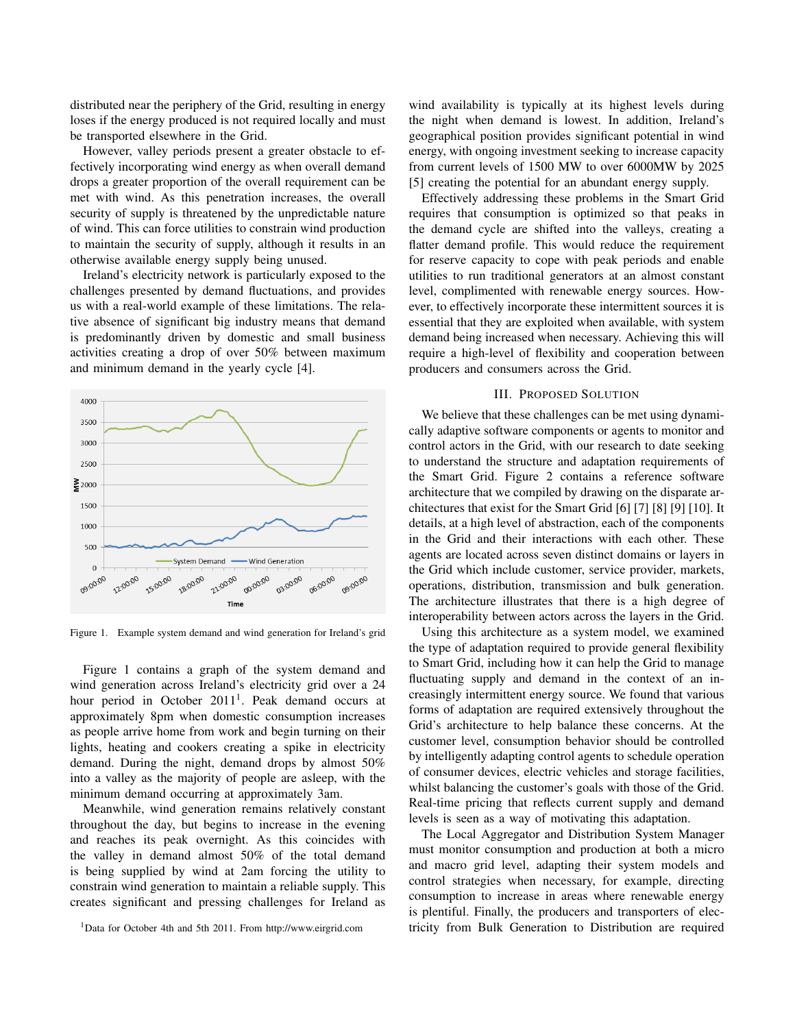distributed near the periphery of the Grid, resulting in energy loses if the energy produced is not required locally and must be transported elsewhere in the Grid.

However, valley periods present a greater obstacle to effectively incorporating wind energy as when overall demand drops a greater proportion of the overall requirement can be met with wind. As this penetration increases, the overall security of supply is threatened by the unpredictable nature of wind. This can force utilities to constrain wind production to maintain the security of supply, although it results in an otherwise available energy supply being unused.

Ireland's electricity network is particularly exposed to the challenges presented by demand fluctuations, and provides us with a real-world example of these limitations. The relative absence of significant big industry means that demand is predominantly driven by domestic and small business activities creating a drop of over 50% between maximum and minimum demand in the yearly cycle [4].

4000
3500
3000
2500
MW
2000
1500
1000
500
0
09:00:00
12:00:00
15:00:00
18:00:00
21:00:00
00:00:00
03:00:00
06:00:00
09:00:00
Time
System Demand
Wind Generation

Figure 1. Example system demand and wind generation for Ireland's grid

Figure 1 contains a graph of the system demand and wind generation across Ireland's electricity grid over a 24 hour period in October 2011[1]. Peak demand occurs at approximately 8pm when domestic consumption increases as people arrive home from work and begin turning on their lights, heating and cookers creating a spike in electricity demand. During the night, demand drops by almost 50% into a valley as the majority of people are asleep, with the minimum demand occurring at approximately 3am.

Meanwhile, wind generation remains relatively constant throughout the day, but begins to increase in the evening and reaches its peak overnight. As this coincides with the valley in demand almost 50% of the total demand is being supplied by wind at 2am forcing the utility to constrain wind generation to maintain a reliable supply. This creates significant and pressing challenges for Ireland as wind availability is typically at its highest levels during the night when demand is lowest. In addition, Ireland's geographical position provides significant potential in wind energy, with ongoing investment seeking to increase capacity from current levels of 1500 MW to over 6000MW by 2025 [5] creating the potential for an abundant energy supply.

[1] Data for October 4th and 5th 2011. From http://www.eirgrid.com

Effectively addressing these problems in the Smart Grid requires that consumption is optimized so that peaks in the demand cycle are shifted into the valleys, creating a flatter demand profile. This would reduce the requirement for reserve capacity to cope with peak periods and enable utilities to run traditional generators at an almost constant level, complimented with renewable energy sources. However, to effectively incorporate these intermittent sources it is essential that they are exploited when available, with system demand being increased when necessary. Achieving this will require a high-level of flexibility and cooperation between producers and consumers across the Grid.

## III. Proposed Solution

We believe that these challenges can be met using dynamically adaptive software components or agents to monitor and control actors in the Grid, with our research to date seeking to understand the structure and adaptation requirements of the Smart Grid. Figure 2 contains a reference software architecture that we compiled by drawing on the disparate architectures that exist for the Smart Grid [6] [7] [8] [9] [10]. It details, at a high level of abstraction, each of the components in the Grid and their interactions with each other. These agents are located across seven distinct domains or layers in the Grid which include customer, service provider, markets, operations, distribution, transmission and bulk generation. The architecture illustrates that there is a high degree of interoperability between actors across the layers in the Grid.

Using this architecture as a system model, we examined the type of adaptation required to provide general flexibility to Smart Grid, including how it can help the Grid to manage fluctuating supply and demand in the context of an increasingly intermittent energy source. We found that various forms of adaptation are required extensively throughout the Grid's architecture to help balance these concerns. At the customer level, consumption behavior should be controlled by intelligently adapting control agents to schedule operation of consumer devices, electric vehicles and storage facilities, whilst balancing the customer's goals with those of the Grid. Real-time pricing that reflects current supply and demand levels is seen as a way of motivating this adaptation.

The Local Aggregator and Distribution System Manager must monitor consumption and production at both a micro and macro grid level, adapting their system models and control strategies when necessary, for example, directing consumption to increase in areas where renewable energy is plentiful. Finally, the producers and transporters of electricity from Bulk Generation to Distribution are required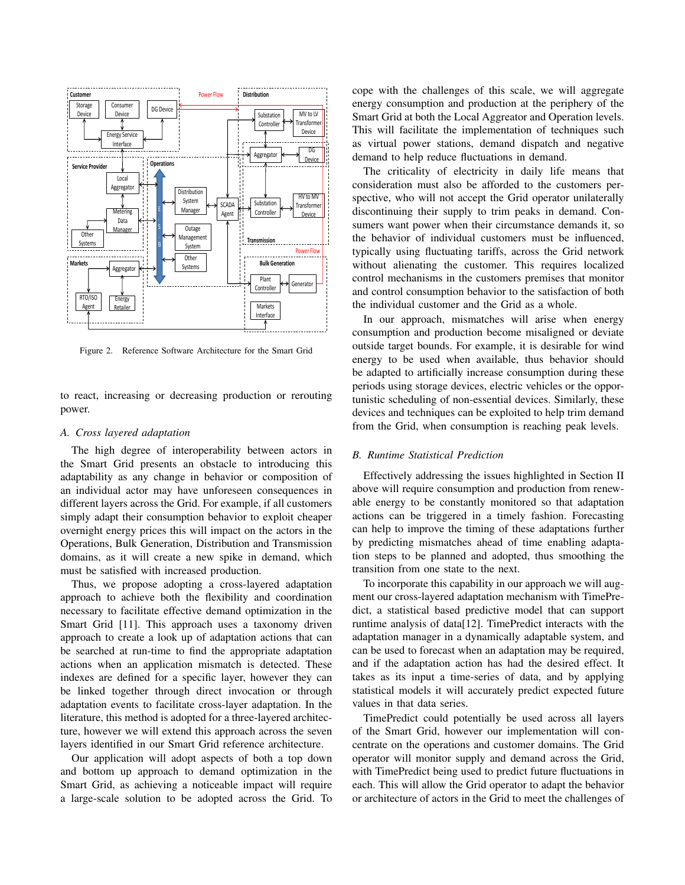Figure 2. Reference Software Architecture for the Smart Grid

to react, increasing or decreasing production or rerouting power.

### A. Cross layered adaptation

The high degree of interoperability between actors in the Smart Grid presents an obstacle to introducing this adaptability as any change in behavior or composition of an individual actor may have unforeseen consequences in different layers across the Grid. For example, if all customers simply adapt their consumption behavior to exploit cheaper overnight energy prices this will impact on the actors in the Operations, Bulk Generation, Distribution and Transmission domains, as it will create a new spike in demand, which must be satisfied with increased production.

Thus, we propose adopting a cross-layered adaptation approach to achieve both the flexibility and coordination necessary to facilitate effective demand optimization in the Smart Grid [11]. This approach uses a taxonomy driven approach to create a look up of adaptation actions that can be searched at run-time to find the appropriate adaptation actions when an application mismatch is detected. These indexes are defined for a specific layer, however they can be linked together through direct invocation or through adaptation events to facilitate cross-layer adaptation. In the literature, this method is adopted for a three-layered architecture, however we will extend this approach across the seven layers identified in our Smart Grid reference architecture.

Our application will adopt aspects of both a top down and bottom up approach to demand optimization in the Smart Grid, as achieving a noticeable impact will require a large-scale solution to be adopted across the Grid. To cope with the challenges of this scale, we will aggregate energy consumption and production at the periphery of the Smart Grid at both the Local Aggreator and Operation levels. This will facilitate the implementation of techniques such as virtual power stations, demand dispatch and negative demand to help reduce fluctuations in demand.

The criticality of electricity in daily life means that consideration must also be afforded to the customers perspective, who will not accept the Grid operator unilaterally discontinuing their supply to trim peaks in demand. Consumers want power when their circumstance demands it, so the behavior of individual customers must be influenced, typically using fluctuating tariffs, across the Grid network without alienating the customer. This requires localized control mechanisms in the customers premises that monitor and control consumption behavior to the satisfaction of both the individual customer and the Grid as a whole.

In our approach, mismatches will arise when energy consumption and production become misaligned or deviate outside target bounds. For example, it is desirable for wind energy to be used when available, thus behavior should be adapted to artificially increase consumption during these periods using storage devices, electric vehicles or the opportunistic scheduling of non-essential devices. Similarly, these devices and techniques can be exploited to help trim demand from the Grid, when consumption is reaching peak levels.

### B. Runtime Statistical Prediction

Effectively addressing the issues highlighted in Section II above will require consumption and production from renewable energy to be constantly monitored so that adaptation actions can be triggered in a timely fashion. Forecasting can help to improve the timing of these adaptations further by predicting mismatches ahead of time enabling adaptation steps to be planned and adopted, thus smoothing the transition from one state to the next.

To incorporate this capability in our approach we will augment our cross-layered adaptation mechanism with TimePredict, a statistical based predictive model that can support runtime analysis of data[12]. TimePredict interacts with the adaptation manager in a dynamically adaptable system, and can be used to forecast when an adaptation may be required, and if the adaptation action has had the desired effect. It takes as its input a time-series of data, and by applying statistical models it will accurately predict expected future values in that data series.

TimePredict could potentially be used across all layers of the Smart Grid, however our implementation will concentrate on the operations and customer domains. The Grid operator will monitor supply and demand across the Grid, with TimePredict being used to predict future fluctuations in each. This will allow the Grid operator to adapt the behavior or architecture of actors in the Grid to meet the challenges of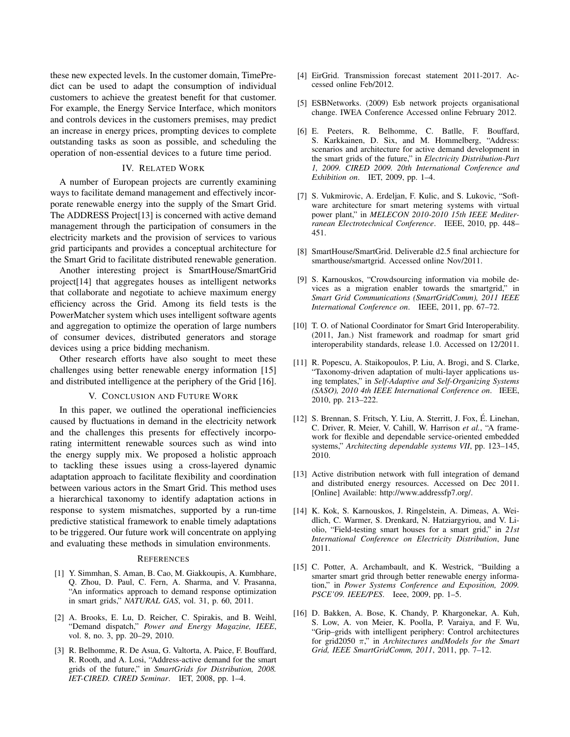these new expected levels. In the customer domain, TimePredict can be used to adapt the consumption of individual customers to achieve the greatest benefit for that customer. For example, the Energy Service Interface, which monitors and controls devices in the customers premises, may predict an increase in energy prices, prompting devices to complete outstanding tasks as soon as possible, and scheduling the operation of non-essential devices to a future time period.

## IV. Related Work

A number of European projects are currently examining ways to facilitate demand management and effectively incorporate renewable energy into the supply of the Smart Grid. The ADDRESS Project[13] is concerned with active demand management through the participation of consumers in the electricity markets and the provision of services to various grid participants and provides a conceptual architecture for the Smart Grid to facilitate distributed renewable generation.

Another interesting project is SmartHouse/SmartGrid project[14] that aggregates houses as intelligent networks that collaborate and negotiate to achieve maximum energy efficiency across the Grid. Among its field tests is the PowerMatcher system which uses intelligent software agents and aggregation to optimize the operation of large numbers of consumer devices, distributed generators and storage devices using a price bidding mechanism.

Other research efforts have also sought to meet these challenges using better renewable energy information [15] and distributed intelligence at the periphery of the Grid [16].

## V. Conclusion and Future Work

In this paper, we outlined the operational inefficiencies caused by fluctuations in demand in the electricity network and the challenges this presents for effectively incorporating intermittent renewable sources such as wind into the energy supply mix. We proposed a holistic approach to tackling these issues using a cross-layered dynamic adaptation approach to facilitate flexibility and coordination between various actors in the Smart Grid. This method uses a hierarchical taxonomy to identify adaptation actions in response to system mismatches, supported by a run-time predictive statistical framework to enable timely adaptations to be triggered. Our future work will concentrate on applying and evaluating these methods in simulation environments.

## References

[1] Y. Simmhan, S. Aman, B. Cao, M. Giakkoupis, A. Kumbhare, Q. Zhou, D. Paul, C. Fern, A. Sharma, and V. Prasanna, "An informatics approach to demand response optimization in smart grids," *NATURAL GAS*, vol. 31, p. 60, 2011.

[2] A. Brooks, E. Lu, D. Reicher, C. Spirakis, and B. Weihl, "Demand dispatch," *Power and Energy Magazine, IEEE*, vol. 8, no. 3, pp. 20–29, 2010.

[3] R. Belhomme, R. De Asua, G. Valtorta, A. Paice, F. Bouffard, R. Rooth, and A. Losi, "Address-active demand for the smart grids of the future," in *SmartGrids for Distribution, 2008. IET-CIRED. CIRED Seminar*. IET, 2008, pp. 1–4.

[4] EirGrid. Transmission forecast statement 2011-2017. Accessed online Feb/2012.

[5] ESBNetworks. (2009) Esb network projects organisational change. IWEA Conference Accessed online February 2012.

[6] E. Peeters, R. Belhomme, C. Batlle, F. Bouffard, S. Karkkainen, D. Six, and M. Hommelberg, "Address: scenarios and architecture for active demand development in the smart grids of the future," in *Electricity Distribution-Part 1, 2009. CIRED 2009. 20th International Conference and Exhibition on*. IET, 2009, pp. 1–4.

[7] S. Vukmirovic, A. Erdeljan, F. Kulic, and S. Lukovic, "Software architecture for smart metering systems with virtual power plant," in *MELECON 2010-2010 15th IEEE Mediterranean Electrotechnical Conference*. IEEE, 2010, pp. 448–451.

[8] SmartHouse/SmartGrid. Deliverable d2.5 final archiecture for smarthouse/smartgrid. Accessed online Nov/2011.

[9] S. Karnouskos, "Crowdsourcing information via mobile devices as a migration enabler towards the smartgrid," in *Smart Grid Communications (SmartGridComm), 2011 IEEE International Conference on*. IEEE, 2011, pp. 67–72.

[10] T. O. of National Coordinator for Smart Grid Interoperability. (2011, Jan.) Nist framework and roadmap for smart grid interoperability standards, release 1.0. Accessed on 12/2011.

[11] R. Popescu, A. Staikopoulos, P. Liu, A. Brogi, and S. Clarke, "Taxonomy-driven adaptation of multi-layer applications using templates," in *Self-Adaptive and Self-Organizing Systems (SASO), 2010 4th IEEE International Conference on*. IEEE, 2010, pp. 213–222.

[12] S. Brennan, S. Fritsch, Y. Liu, A. Sterritt, J. Fox, É. Linehan, C. Driver, R. Meier, V. Cahill, W. Harrison *et al.*, "A framework for flexible and dependable service-oriented embedded systems," *Architecting dependable systems VII*, pp. 123–145, 2010.

[13] Active distribution network with full integration of demand and distributed energy resources. Accessed on Dec 2011. [Online] Available: http://www.addressfp7.org/.

[14] K. Kok, S. Karnouskos, J. Ringelstein, A. Dimeas, A. Weidlich, C. Warmer, S. Drenkard, N. Hatziargyriou, and V. Lioliolio, "Field-testing smart houses for a smart grid," in *21st International Conference on Electricity Distribution*, June 2011.

[15] C. Potter, A. Archambault, and K. Westrick, "Building a smarter smart grid through better renewable energy information," in *Power Systems Conference and Exposition, 2009. PSCE'09. IEEE/PES*. Ieee, 2009, pp. 1–5.

[16] D. Bakken, A. Bose, K. Chandy, P. Khargonekar, A. Kuh, S. Low, A. von Meier, K. Poolla, P. Varaiya, and F. Wu, "Grip–grids with intelligent periphery: Control architectures for grid2050 $\pi$," in *Architectures andModels for the Smart Grid, IEEE SmartGridComm, 2011*, 2011, pp. 7–12.